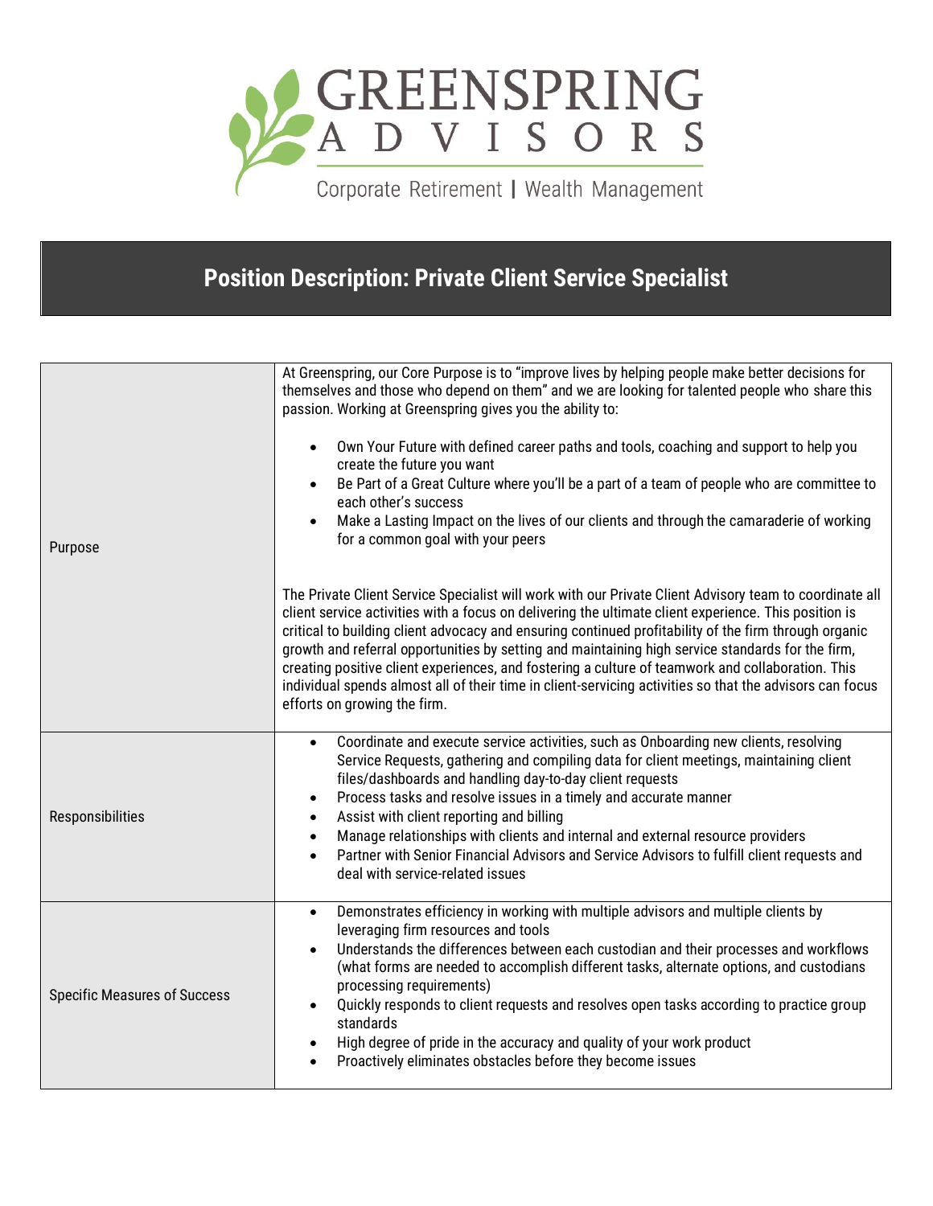GREENSPRING ADVISORS

Corporate Retirement | Wealth Management

# Position Description: Private Client Service Specialist

| | |
|---|---|
| Purpose | At Greenspring, our Core Purpose is to "improve lives by helping people make better decisions for themselves and those who depend on them" and we are looking for talented people who share this passion. Working at Greenspring gives you the ability to:<br><br>• Own Your Future with defined career paths and tools, coaching and support to help you create the future you want<br>• Be Part of a Great Culture where you'll be a part of a team of people who are committee to each other's success<br>• Make a Lasting Impact on the lives of our clients and through the camaraderie of working for a common goal with your peers<br><br>The Private Client Service Specialist will work with our Private Client Advisory team to coordinate all client service activities with a focus on delivering the ultimate client experience. This position is critical to building client advocacy and ensuring continued profitability of the firm through organic growth and referral opportunities by setting and maintaining high service standards for the firm, creating positive client experiences, and fostering a culture of teamwork and collaboration. This individual spends almost all of their time in client-servicing activities so that the advisors can focus efforts on growing the firm. |
| Responsibilities | • Coordinate and execute service activities, such as Onboarding new clients, resolving Service Requests, gathering and compiling data for client meetings, maintaining client files/dashboards and handling day-to-day client requests<br>• Process tasks and resolve issues in a timely and accurate manner<br>• Assist with client reporting and billing<br>• Manage relationships with clients and internal and external resource providers<br>• Partner with Senior Financial Advisors and Service Advisors to fulfill client requests and deal with service-related issues |
| Specific Measures of Success | • Demonstrates efficiency in working with multiple advisors and multiple clients by leveraging firm resources and tools<br>• Understands the differences between each custodian and their processes and workflows (what forms are needed to accomplish different tasks, alternate options, and custodians processing requirements)<br>• Quickly responds to client requests and resolves open tasks according to practice group standards<br>• High degree of pride in the accuracy and quality of your work product<br>• Proactively eliminates obstacles before they become issues |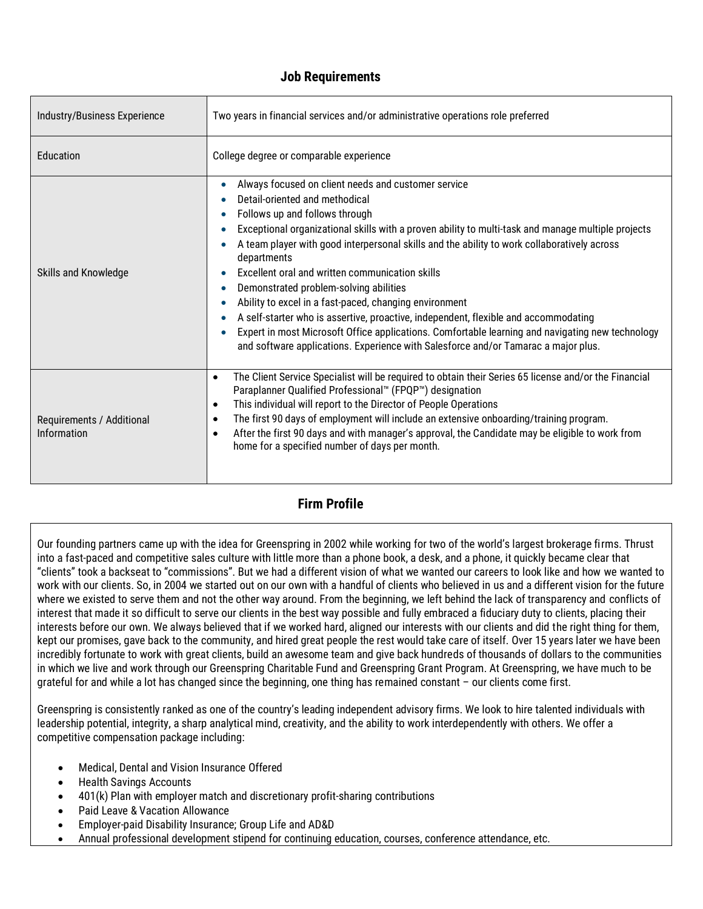## Job Requirements

| | |
|---|---|
| Industry/Business Experience | Two years in financial services and/or administrative operations role preferred |
| Education | College degree or comparable experience |
| Skills and Knowledge | • Always focused on client needs and customer service<br>• Detail-oriented and methodical<br>• Follows up and follows through<br>• Exceptional organizational skills with a proven ability to multi-task and manage multiple projects<br>• A team player with good interpersonal skills and the ability to work collaboratively across departments<br>• Excellent oral and written communication skills<br>• Demonstrated problem-solving abilities<br>• Ability to excel in a fast-paced, changing environment<br>• A self-starter who is assertive, proactive, independent, flexible and accommodating<br>• Expert in most Microsoft Office applications. Comfortable learning and navigating new technology and software applications. Experience with Salesforce and/or Tamarac a major plus. |
| Requirements / Additional Information | • The Client Service Specialist will be required to obtain their Series 65 license and/or the Financial Paraplanner Qualified Professional™ (FPQP™) designation<br>• This individual will report to the Director of People Operations<br>• The first 90 days of employment will include an extensive onboarding/training program.<br>• After the first 90 days and with manager's approval, the Candidate may be eligible to work from home for a specified number of days per month. |

## Firm Profile

Our founding partners came up with the idea for Greenspring in 2002 while working for two of the world's largest brokerage firms. Thrust into a fast-paced and competitive sales culture with little more than a phone book, a desk, and a phone, it quickly became clear that "clients" took a backseat to "commissions". But we had a different vision of what we wanted our careers to look like and how we wanted to work with our clients. So, in 2004 we started out on our own with a handful of clients who believed in us and a different vision for the future where we existed to serve them and not the other way around. From the beginning, we left behind the lack of transparency and conflicts of interest that made it so difficult to serve our clients in the best way possible and fully embraced a fiduciary duty to clients, placing their interests before our own. We always believed that if we worked hard, aligned our interests with our clients and did the right thing for them, kept our promises, gave back to the community, and hired great people the rest would take care of itself. Over 15 years later we have been incredibly fortunate to work with great clients, build an awesome team and give back hundreds of thousands of dollars to the communities in which we live and work through our Greenspring Charitable Fund and Greenspring Grant Program. At Greenspring, we have much to be grateful for and while a lot has changed since the beginning, one thing has remained constant – our clients come first.

Greenspring is consistently ranked as one of the country's leading independent advisory firms. We look to hire talented individuals with leadership potential, integrity, a sharp analytical mind, creativity, and the ability to work interdependently with others. We offer a competitive compensation package including:

- Medical, Dental and Vision Insurance Offered
- Health Savings Accounts
- 401(k) Plan with employer match and discretionary profit-sharing contributions
- Paid Leave & Vacation Allowance
- Employer-paid Disability Insurance; Group Life and AD&D
- Annual professional development stipend for continuing education, courses, conference attendance, etc.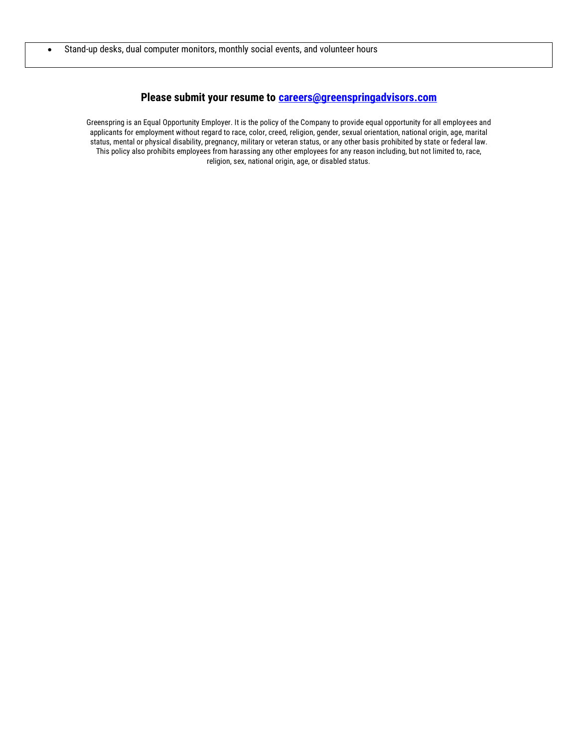- Stand-up desks, dual computer monitors, monthly social events, and volunteer hours

**Please submit your resume to [careers@greenspringadvisors.com](mailto:careers@greenspringadvisors.com)**

Greenspring is an Equal Opportunity Employer. It is the policy of the Company to provide equal opportunity for all employees and applicants for employment without regard to race, color, creed, religion, gender, sexual orientation, national origin, age, marital status, mental or physical disability, pregnancy, military or veteran status, or any other basis prohibited by state or federal law. This policy also prohibits employees from harassing any other employees for any reason including, but not limited to, race, religion, sex, national origin, age, or disabled status.